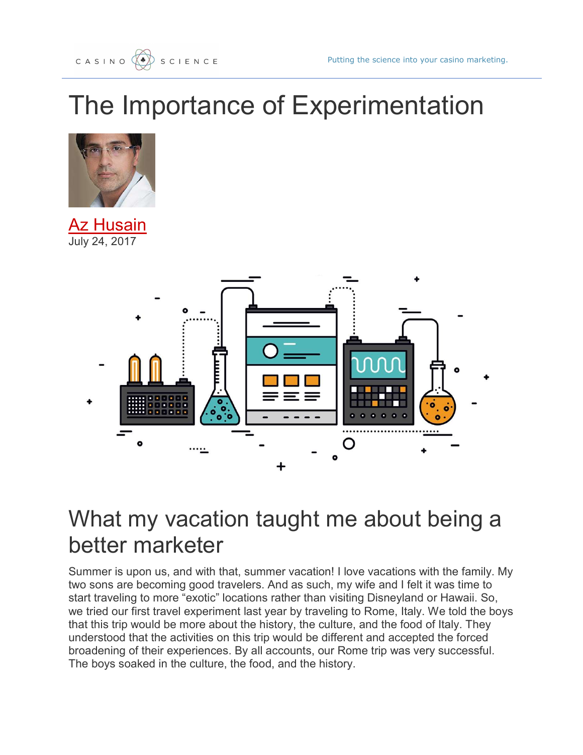# The Importance of Experimentation

Az Husain
July 24, 2017

## What my vacation taught me about being a better marketer

Summer is upon us, and with that, summer vacation! I love vacations with the family. My two sons are becoming good travelers. And as such, my wife and I felt it was time to start traveling to more "exotic" locations rather than visiting Disneyland or Hawaii. So, we tried our first travel experiment last year by traveling to Rome, Italy. We told the boys that this trip would be more about the history, the culture, and the food of Italy. They understood that the activities on this trip would be different and accepted the forced broadening of their experiences. By all accounts, our Rome trip was very successful. The boys soaked in the culture, the food, and the history.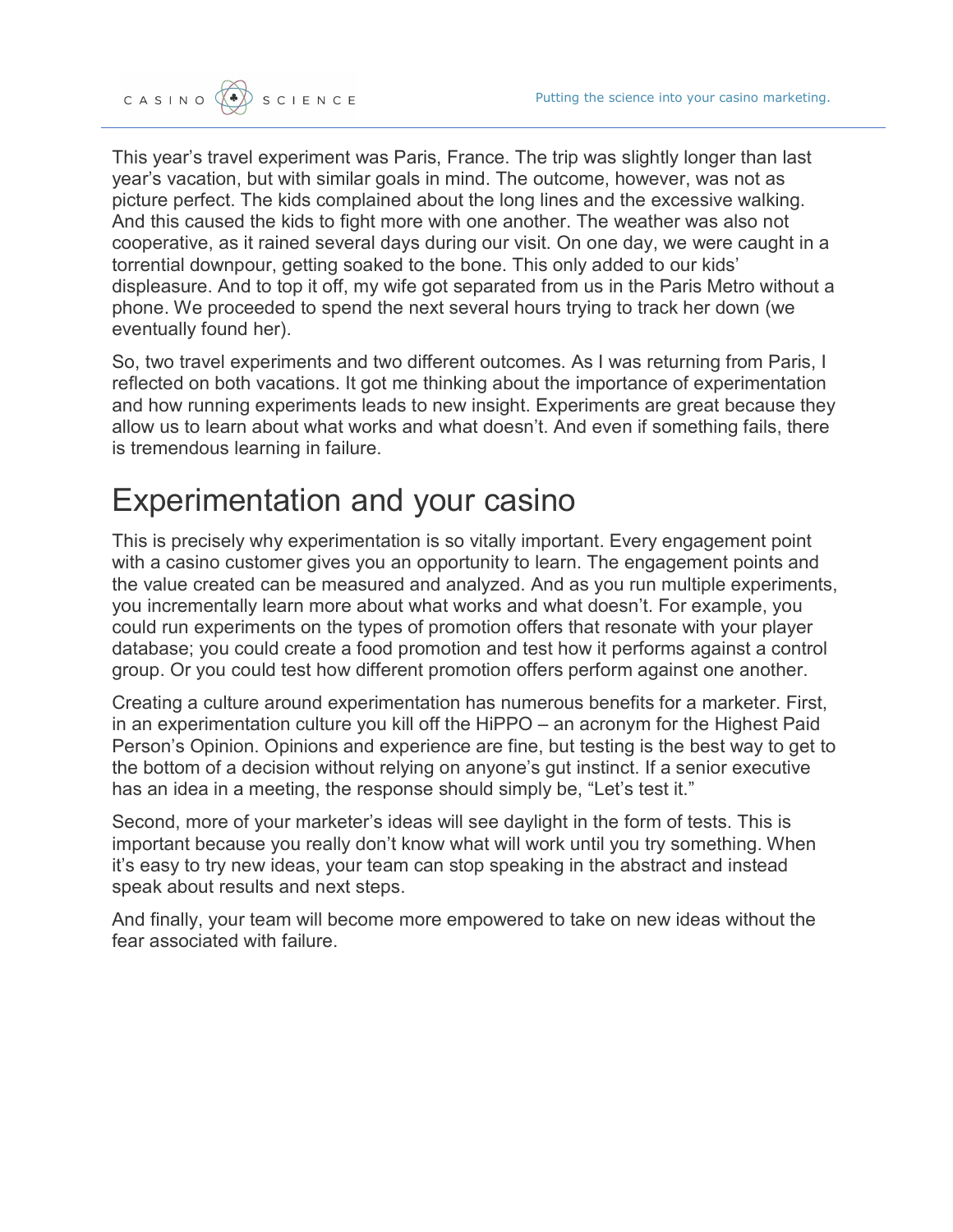This year's travel experiment was Paris, France. The trip was slightly longer than last year's vacation, but with similar goals in mind. The outcome, however, was not as picture perfect. The kids complained about the long lines and the excessive walking. And this caused the kids to fight more with one another. The weather was also not cooperative, as it rained several days during our visit. On one day, we were caught in a torrential downpour, getting soaked to the bone. This only added to our kids' displeasure. And to top it off, my wife got separated from us in the Paris Metro without a phone. We proceeded to spend the next several hours trying to track her down (we eventually found her).

So, two travel experiments and two different outcomes. As I was returning from Paris, I reflected on both vacations. It got me thinking about the importance of experimentation and how running experiments leads to new insight. Experiments are great because they allow us to learn about what works and what doesn't. And even if something fails, there is tremendous learning in failure.

# Experimentation and your casino

This is precisely why experimentation is so vitally important. Every engagement point with a casino customer gives you an opportunity to learn. The engagement points and the value created can be measured and analyzed. And as you run multiple experiments, you incrementally learn more about what works and what doesn't. For example, you could run experiments on the types of promotion offers that resonate with your player database; you could create a food promotion and test how it performs against a control group. Or you could test how different promotion offers perform against one another.

Creating a culture around experimentation has numerous benefits for a marketer. First, in an experimentation culture you kill off the HiPPO – an acronym for the Highest Paid Person's Opinion. Opinions and experience are fine, but testing is the best way to get to the bottom of a decision without relying on anyone's gut instinct. If a senior executive has an idea in a meeting, the response should simply be, "Let's test it."

Second, more of your marketer's ideas will see daylight in the form of tests. This is important because you really don't know what will work until you try something. When it's easy to try new ideas, your team can stop speaking in the abstract and instead speak about results and next steps.

And finally, your team will become more empowered to take on new ideas without the fear associated with failure.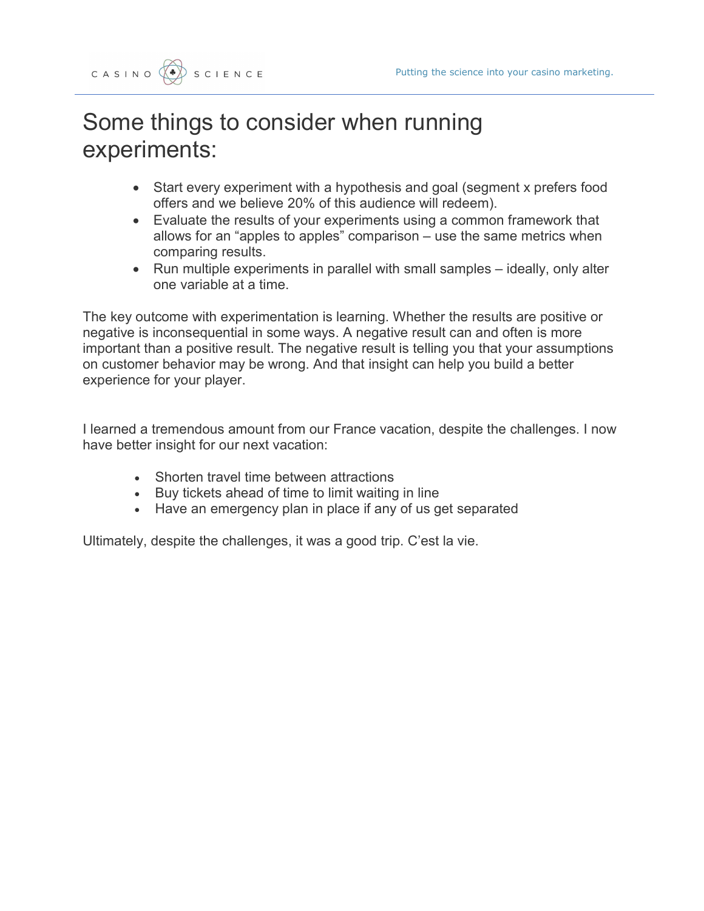# Some things to consider when running experiments:

- Start every experiment with a hypothesis and goal (segment x prefers food offers and we believe 20% of this audience will redeem).
- Evaluate the results of your experiments using a common framework that allows for an “apples to apples” comparison – use the same metrics when comparing results.
- Run multiple experiments in parallel with small samples – ideally, only alter one variable at a time.

The key outcome with experimentation is learning. Whether the results are positive or negative is inconsequential in some ways. A negative result can and often is more important than a positive result. The negative result is telling you that your assumptions on customer behavior may be wrong. And that insight can help you build a better experience for your player.

I learned a tremendous amount from our France vacation, despite the challenges. I now have better insight for our next vacation:

- Shorten travel time between attractions
- Buy tickets ahead of time to limit waiting in line
- Have an emergency plan in place if any of us get separated

Ultimately, despite the challenges, it was a good trip. C’est la vie.